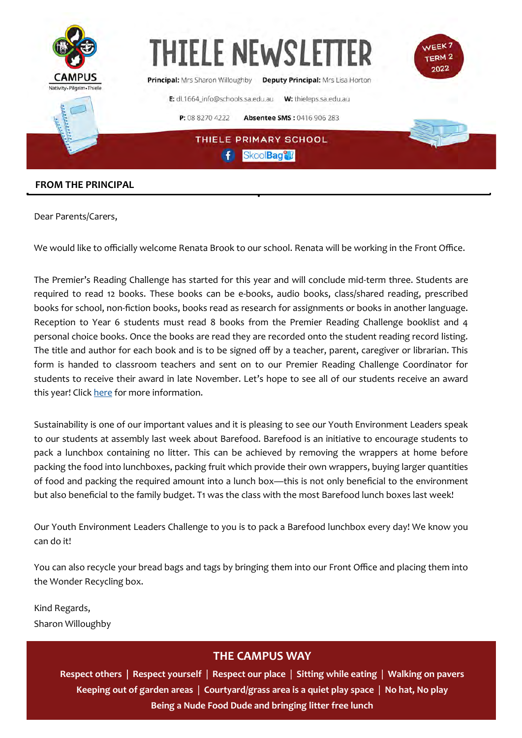# THIELE NEWSLETTER

WEEK 7 TERM 2 2022

CAMPUS
Nativity • Pilgrim • Thiele

**Principal:** Mrs Sharon Willoughby **Deputy Principal:** Mrs Lisa Horton

**E:** dl.1664_info@schools.sa.edu.au **W:** thieleps.sa.edu.au

**P:** 08 8270 4222 **Absentee SMS :** 0416 906 283

THIELE PRIMARY SCHOOL

SkoolBag

## FROM THE PRINCIPAL

Dear Parents/Carers,

We would like to officially welcome Renata Brook to our school. Renata will be working in the Front Office.

The Premier's Reading Challenge has started for this year and will conclude mid-term three. Students are required to read 12 books. These books can be e-books, audio books, class/shared reading, prescribed books for school, non-fiction books, books read as research for assignments or books in another language. Reception to Year 6 students must read 8 books from the Premier Reading Challenge booklist and 4 personal choice books. Once the books are read they are recorded onto the student reading record listing. The title and author for each book and is to be signed off by a teacher, parent, caregiver or librarian. This form is handed to classroom teachers and sent on to our Premier Reading Challenge Coordinator for students to receive their award in late November. Let's hope to see all of our students receive an award this year! Click here for more information.

Sustainability is one of our important values and it is pleasing to see our Youth Environment Leaders speak to our students at assembly last week about Barefood. Barefood is an initiative to encourage students to pack a lunchbox containing no litter. This can be achieved by removing the wrappers at home before packing the food into lunchboxes, packing fruit which provide their own wrappers, buying larger quantities of food and packing the required amount into a lunch box—this is not only beneficial to the environment but also beneficial to the family budget. T1 was the class with the most Barefood lunch boxes last week!

Our Youth Environment Leaders Challenge to you is to pack a Barefood lunchbox every day! We know you can do it!

You can also recycle your bread bags and tags by bringing them into our Front Office and placing them into the Wonder Recycling box.

Kind Regards,
Sharon Willoughby

## THE CAMPUS WAY

**Respect others | Respect yourself | Respect our place | Sitting while eating | Walking on pavers**
**Keeping out of garden areas | Courtyard/grass area is a quiet play space | No hat, No play**
**Being a Nude Food Dude and bringing litter free lunch**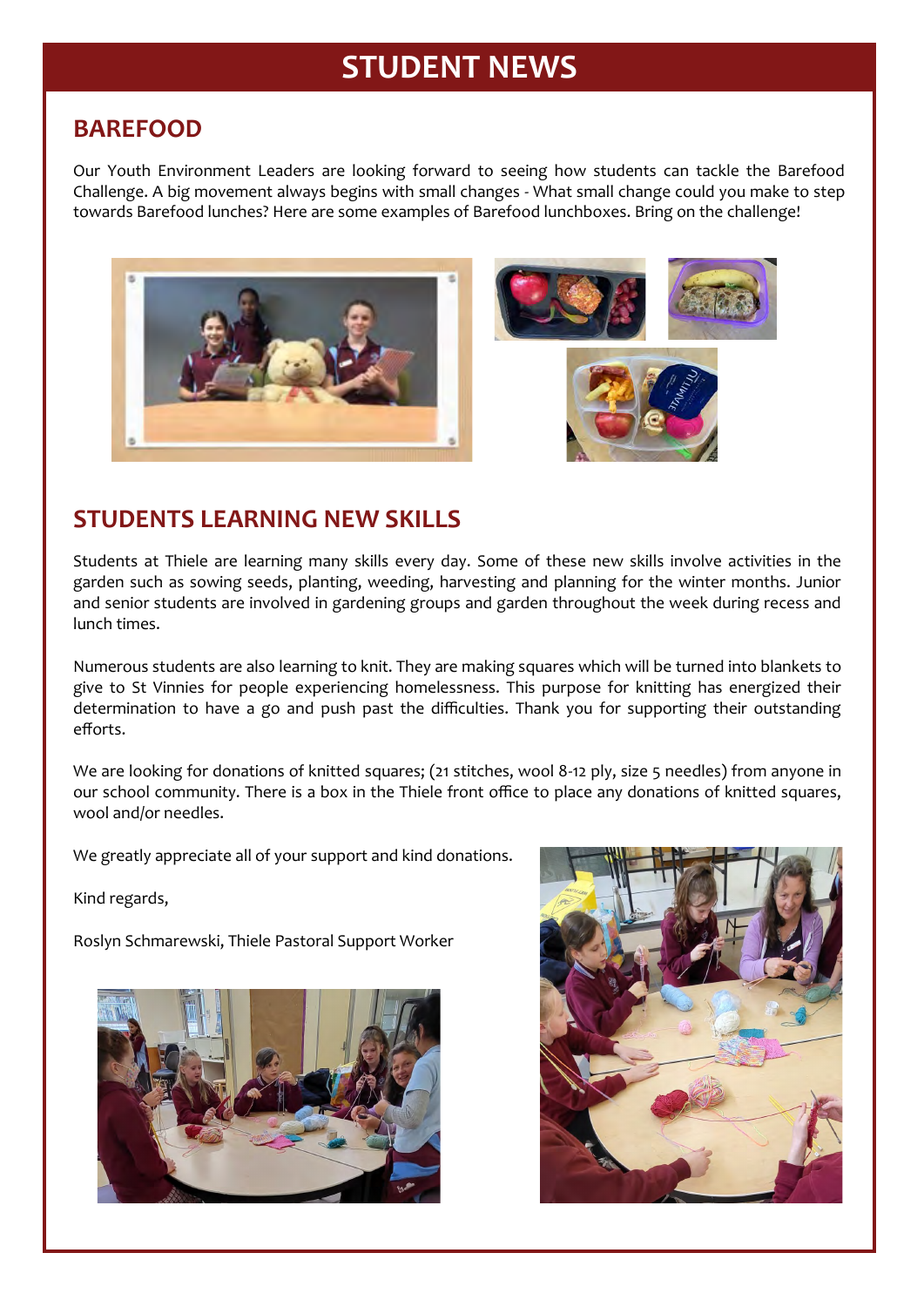# STUDENT NEWS

## BAREFOOD

Our Youth Environment Leaders are looking forward to seeing how students can tackle the Barefood Challenge. A big movement always begins with small changes - What small change could you make to step towards Barefood lunches? Here are some examples of Barefood lunchboxes. Bring on the challenge!

## STUDENTS LEARNING NEW SKILLS

Students at Thiele are learning many skills every day. Some of these new skills involve activities in the garden such as sowing seeds, planting, weeding, harvesting and planning for the winter months. Junior and senior students are involved in gardening groups and garden throughout the week during recess and lunch times.

Numerous students are also learning to knit. They are making squares which will be turned into blankets to give to St Vinnies for people experiencing homelessness. This purpose for knitting has energized their determination to have a go and push past the difficulties. Thank you for supporting their outstanding efforts.

We are looking for donations of knitted squares; (21 stitches, wool 8-12 ply, size 5 needles) from anyone in our school community. There is a box in the Thiele front office to place any donations of knitted squares, wool and/or needles.

We greatly appreciate all of your support and kind donations.

Kind regards,

Roslyn Schmarewski, Thiele Pastoral Support Worker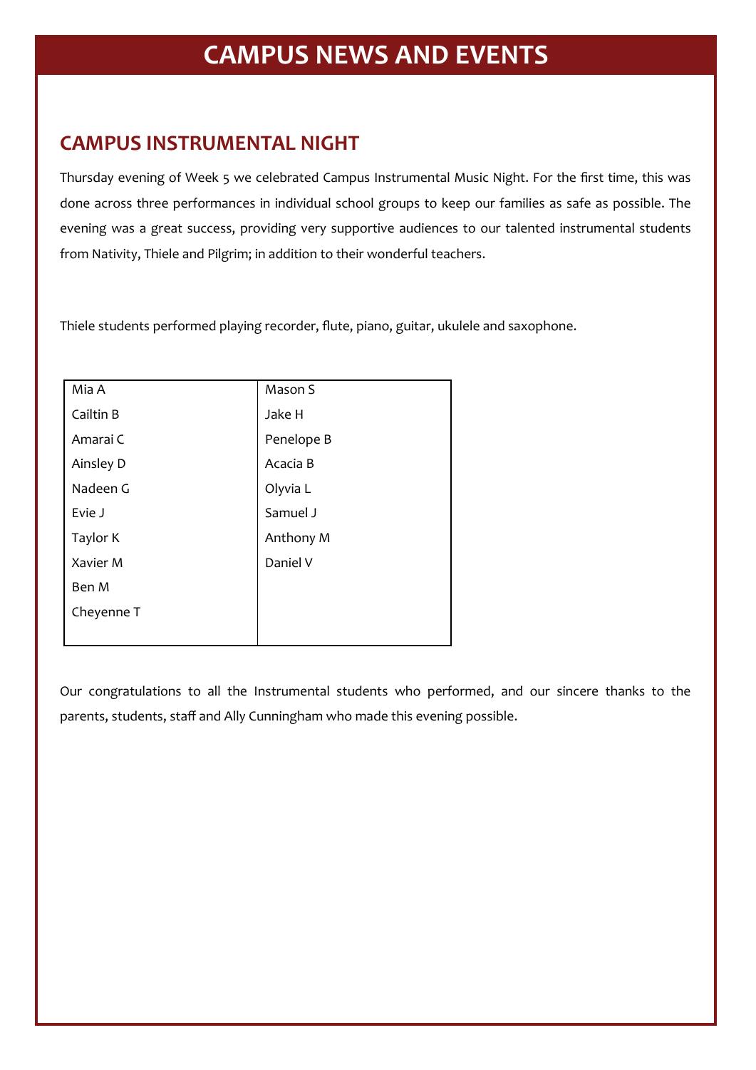# CAMPUS NEWS AND EVENTS

## CAMPUS INSTRUMENTAL NIGHT

Thursday evening of Week 5 we celebrated Campus Instrumental Music Night. For the first time, this was done across three performances in individual school groups to keep our families as safe as possible. The evening was a great success, providing very supportive audiences to our talented instrumental students from Nativity, Thiele and Pilgrim; in addition to their wonderful teachers.

Thiele students performed playing recorder, flute, piano, guitar, ukulele and saxophone.

| | |
|---|---|
| Mia A | Mason S |
| Cailtin B | Jake H |
| Amarai C | Penelope B |
| Ainsley D | Acacia B |
| Nadeen G | Olyvia L |
| Evie J | Samuel J |
| Taylor K | Anthony M |
| Xavier M | Daniel V |
| Ben M | |
| Cheyenne T | |

Our congratulations to all the Instrumental students who performed, and our sincere thanks to the parents, students, staff and Ally Cunningham who made this evening possible.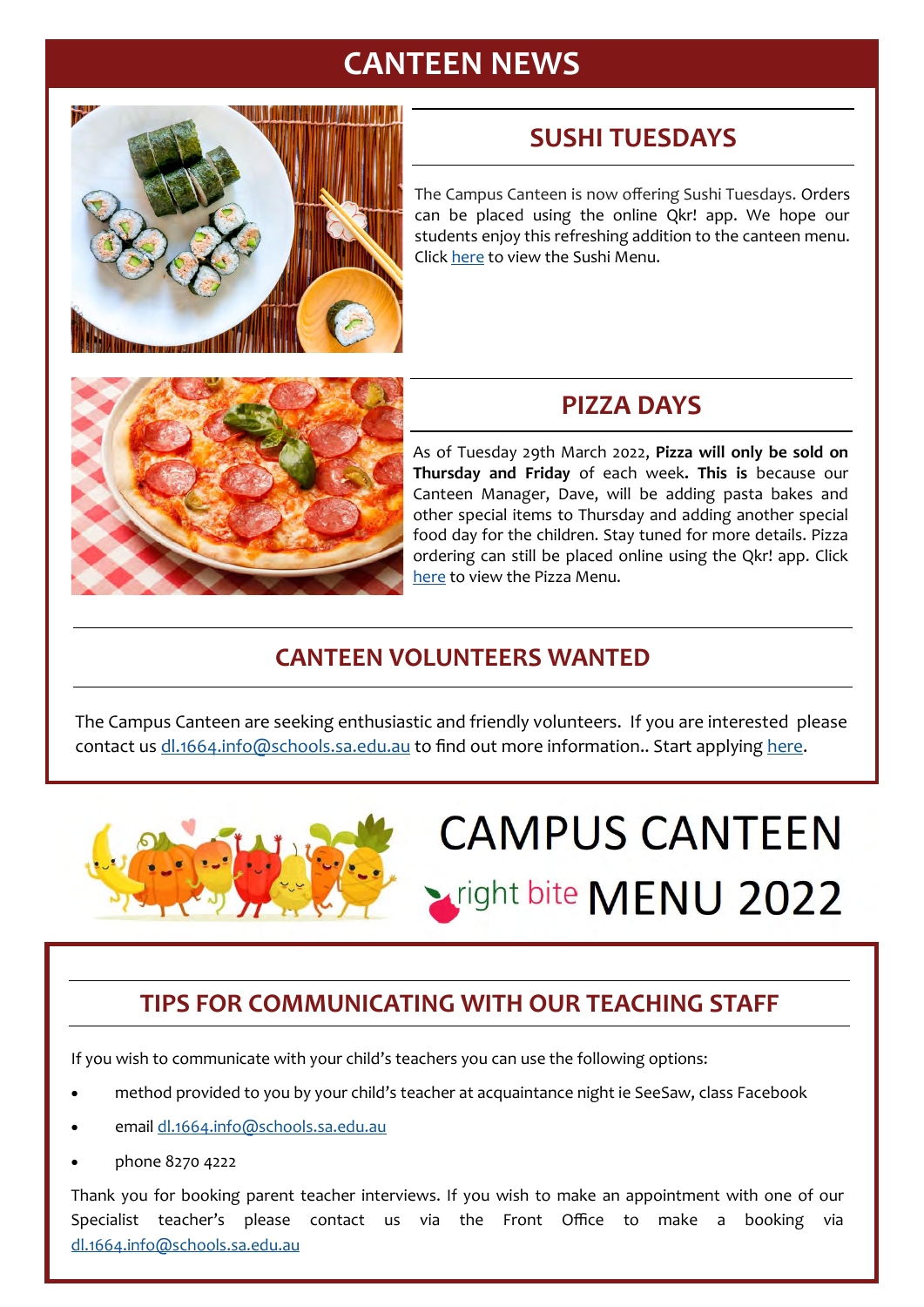# CANTEEN NEWS

## SUSHI TUESDAYS

The Campus Canteen is now offering Sushi Tuesdays. Orders can be placed using the online Qkr! app. We hope our students enjoy this refreshing addition to the canteen menu. Click here to view the Sushi Menu.

## PIZZA DAYS

As of Tuesday 29th March 2022, **Pizza will only be sold on Thursday and Friday** of each week**. This is** because our Canteen Manager, Dave, will be adding pasta bakes and other special items to Thursday and adding another special food day for the children. Stay tuned for more details. Pizza ordering can still be placed online using the Qkr! app. Click here to view the Pizza Menu.

## CANTEEN VOLUNTEERS WANTED

The Campus Canteen are seeking enthusiastic and friendly volunteers. If you are interested please contact us dl.1664.info@schools.sa.edu.au to find out more information.. Start applying here.

CAMPUS CANTEEN

right bite MENU 2022

## TIPS FOR COMMUNICATING WITH OUR TEACHING STAFF

If you wish to communicate with your child's teachers you can use the following options:

- method provided to you by your child's teacher at acquaintance night ie SeeSaw, class Facebook
- email dl.1664.info@schools.sa.edu.au
- phone 8270 4222

Thank you for booking parent teacher interviews. If you wish to make an appointment with one of our Specialist teacher's please contact us via the Front Office to make a booking via dl.1664.info@schools.sa.edu.au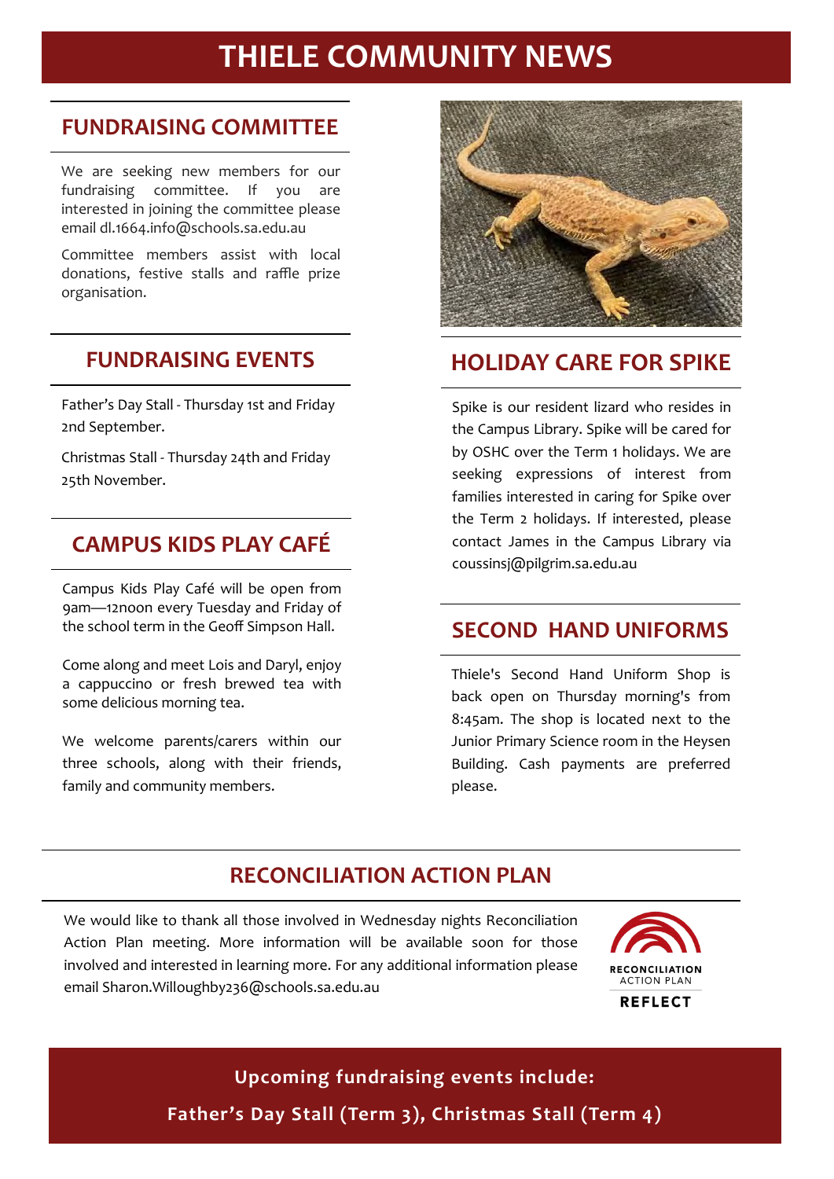# THIELE COMMUNITY NEWS

## FUNDRAISING COMMITTEE

We are seeking new members for our fundraising committee. If you are interested in joining the committee please email dl.1664.info@schools.sa.edu.au

Committee members assist with local donations, festive stalls and raffle prize organisation.

## FUNDRAISING EVENTS

Father's Day Stall - Thursday 1st and Friday 2nd September.

Christmas Stall - Thursday 24th and Friday 25th November.

## CAMPUS KIDS PLAY CAFÉ

Campus Kids Play Café will be open from 9am—12noon every Tuesday and Friday of the school term in the Geoff Simpson Hall.

Come along and meet Lois and Daryl, enjoy a cappuccino or fresh brewed tea with some delicious morning tea.

We welcome parents/carers within our three schools, along with their friends, family and community members.

## HOLIDAY CARE FOR SPIKE

Spike is our resident lizard who resides in the Campus Library. Spike will be cared for by OSHC over the Term 1 holidays. We are seeking expressions of interest from families interested in caring for Spike over the Term 2 holidays. If interested, please contact James in the Campus Library via coussinsj@pilgrim.sa.edu.au

## SECOND HAND UNIFORMS

Thiele's Second Hand Uniform Shop is back open on Thursday morning's from 8:45am. The shop is located next to the Junior Primary Science room in the Heysen Building. Cash payments are preferred please.

## RECONCILIATION ACTION PLAN

We would like to thank all those involved in Wednesday nights Reconciliation Action Plan meeting. More information will be available soon for those involved and interested in learning more. For any additional information please email Sharon.Willoughby236@schools.sa.edu.au

RECONCILIATION ACTION PLAN
REFLECT

**Upcoming fundraising events include:**

**Father's Day Stall (Term 3), Christmas Stall (Term 4)**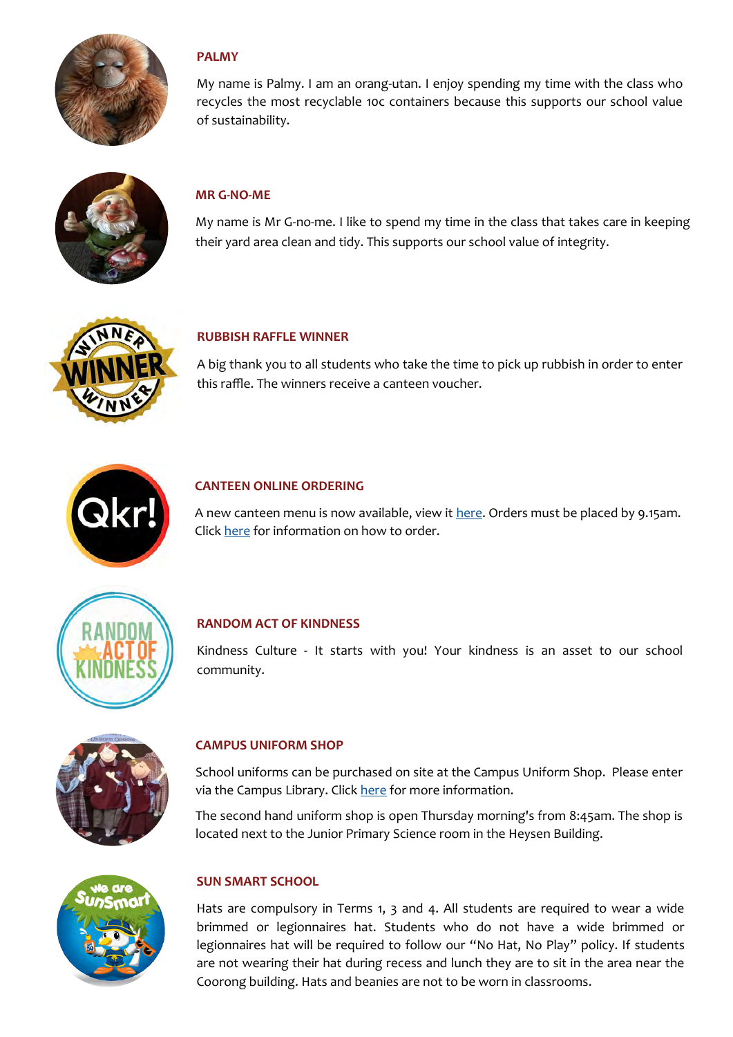## PALMY

My name is Palmy. I am an orang-utan. I enjoy spending my time with the class who recycles the most recyclable 10c containers because this supports our school value of sustainability.

## MR G-NO-ME

My name is Mr G-no-me. I like to spend my time in the class that takes care in keeping their yard area clean and tidy. This supports our school value of integrity.

## RUBBISH RAFFLE WINNER

A big thank you to all students who take the time to pick up rubbish in order to enter this raffle. The winners receive a canteen voucher.

## CANTEEN ONLINE ORDERING

A new canteen menu is now available, view it here. Orders must be placed by 9.15am. Click here for information on how to order.

## RANDOM ACT OF KINDNESS

Kindness Culture - It starts with you! Your kindness is an asset to our school community.

## CAMPUS UNIFORM SHOP

School uniforms can be purchased on site at the Campus Uniform Shop. Please enter via the Campus Library. Click here for more information.

The second hand uniform shop is open Thursday morning's from 8:45am. The shop is located next to the Junior Primary Science room in the Heysen Building.

## SUN SMART SCHOOL

Hats are compulsory in Terms 1, 3 and 4. All students are required to wear a wide brimmed or legionnaires hat. Students who do not have a wide brimmed or legionnaires hat will be required to follow our "No Hat, No Play" policy. If students are not wearing their hat during recess and lunch they are to sit in the area near the Coorong building. Hats and beanies are not to be worn in classrooms.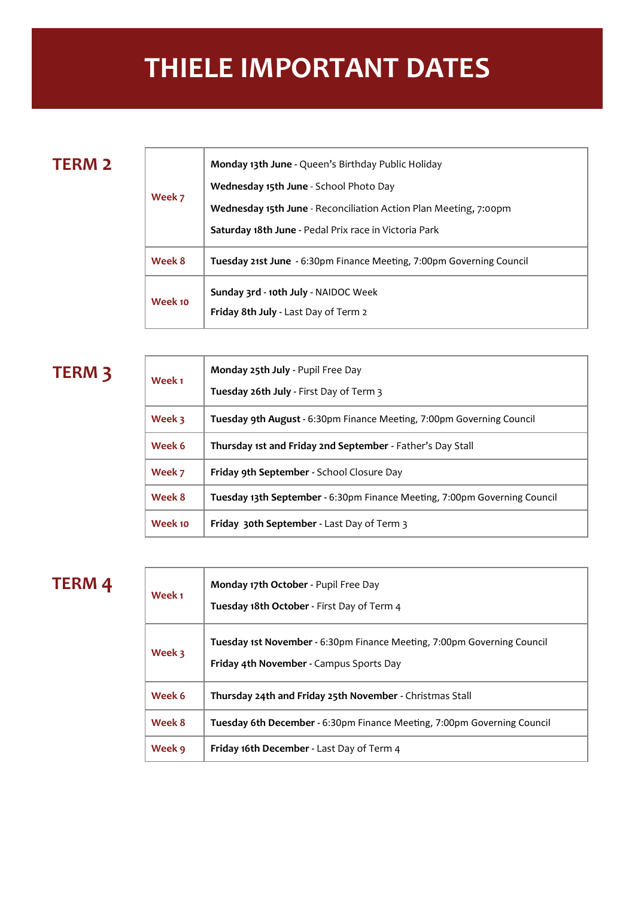# THIELE IMPORTANT DATES

## TERM 2

| Week | Dates |
| --- | --- |
| Week 7 | **Monday 13th June** - Queen's Birthday Public Holiday<br>**Wednesday 15th June** - School Photo Day<br>**Wednesday 15th June** - Reconciliation Action Plan Meeting, 7:00pm<br>**Saturday 18th June** - Pedal Prix race in Victoria Park |
| Week 8 | **Tuesday 21st June** - 6:30pm Finance Meeting, 7:00pm Governing Council |
| Week 10 | **Sunday 3rd - 10th July** - NAIDOC Week<br>**Friday 8th July** - Last Day of Term 2 |

## TERM 3

| Week | Dates |
| --- | --- |
| Week 1 | **Monday 25th July** - Pupil Free Day<br>**Tuesday 26th July** - First Day of Term 3 |
| Week 3 | **Tuesday 9th August** - 6:30pm Finance Meeting, 7:00pm Governing Council |
| Week 6 | **Thursday 1st and Friday 2nd September** - Father's Day Stall |
| Week 7 | **Friday 9th September** - School Closure Day |
| Week 8 | **Tuesday 13th September** - 6:30pm Finance Meeting, 7:00pm Governing Council |
| Week 10 | **Friday 30th September** - Last Day of Term 3 |

## TERM 4

| Week | Dates |
| --- | --- |
| Week 1 | **Monday 17th October** - Pupil Free Day<br>**Tuesday 18th October** - First Day of Term 4 |
| Week 3 | **Tuesday 1st November** - 6:30pm Finance Meeting, 7:00pm Governing Council<br>**Friday 4th November** - Campus Sports Day |
| Week 6 | **Thursday 24th and Friday 25th November** - Christmas Stall |
| Week 8 | **Tuesday 6th December** - 6:30pm Finance Meeting, 7:00pm Governing Council |
| Week 9 | **Friday 16th December** - Last Day of Term 4 |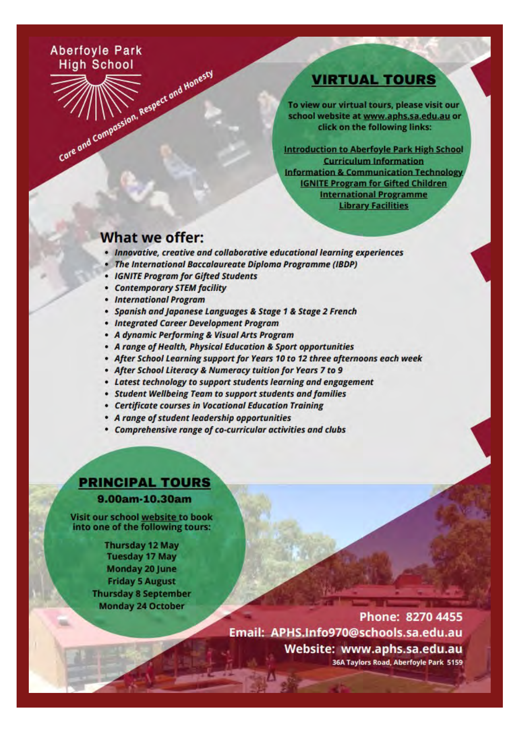Aberfoyle Park High School

*Care and Compassion, Respect and Honesty*

## VIRTUAL TOURS

To view our virtual tours, please visit our school website at www.aphs.sa.edu.au or click on the following links:

Introduction to Aberfoyle Park High School
Curriculum Information
Information & Communication Technology
IGNITE Program for Gifted Children
International Programme
Library Facilities

## What we offer:

- *Innovative, creative and collaborative educational learning experiences*
- *The International Baccalaureate Diploma Programme (IBDP)*
- *IGNITE Program for Gifted Students*
- *Contemporary STEM facility*
- *International Program*
- *Spanish and Japanese Languages & Stage 1 & Stage 2 French*
- *Integrated Career Development Program*
- *A dynamic Performing & Visual Arts Program*
- *A range of Health, Physical Education & Sport opportunities*
- *After School Learning support for Years 10 to 12 three afternoons each week*
- *After School Literacy & Numeracy tuition for Years 7 to 9*
- *Latest technology to support students learning and engagement*
- *Student Wellbeing Team to support students and families*
- *Certificate courses in Vocational Education Training*
- *A range of student leadership opportunities*
- *Comprehensive range of co-curricular activities and clubs*

## PRINCIPAL TOURS

**9.00am-10.30am**

Visit our school website to book into one of the following tours:

Thursday 12 May
Tuesday 17 May
Monday 20 June
Friday 5 August
Thursday 8 September
Monday 24 October

**Phone: 8270 4455**
**Email: APHS.Info970@schools.sa.edu.au**
**Website: www.aphs.sa.edu.au**
36A Taylors Road, Aberfoyle Park 5159